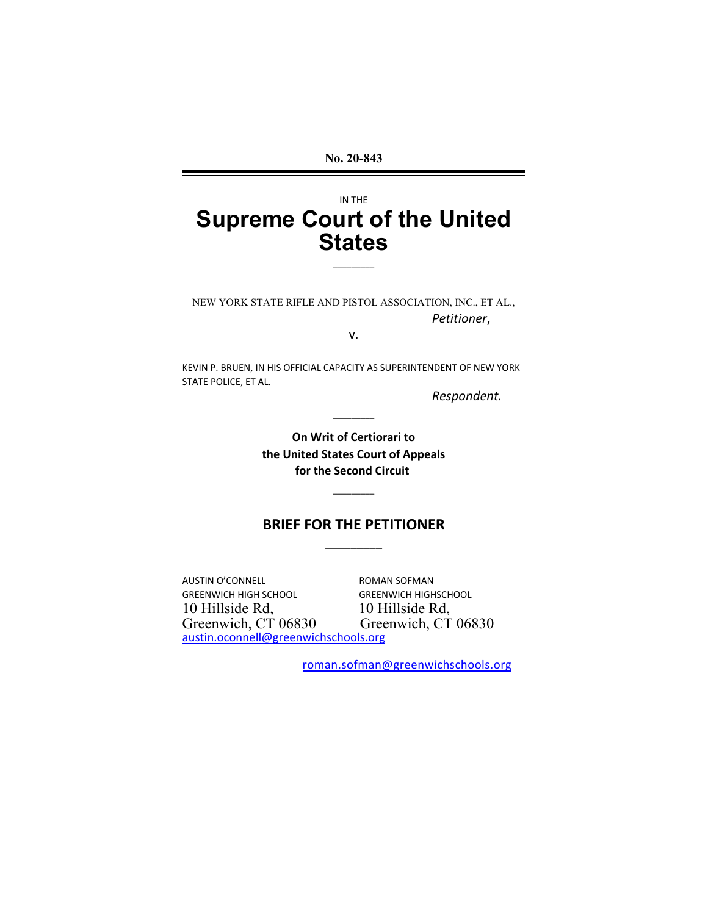**No. 20-843**

---

IN THE

# Supreme Court of the United States

---

NEW YORK STATE RIFLE AND PISTOL ASSOCIATION, INC., ET AL.,

*Petitioner*,

v.

KEVIN P. BRUEN, IN HIS OFFICIAL CAPACITY AS SUPERINTENDENT OF NEW YORK STATE POLICE, ET AL.

*Respondent.*

---

**On Writ of Certiorari to the United States Court of Appeals for the Second Circuit**

---

## BRIEF FOR THE PETITIONER

---

AUSTIN O'CONNELL
GREENWICH HIGH SCHOOL
10 Hillside Rd,
Greenwich, CT 06830
austin.oconnell@greenwichschools.org

ROMAN SOFMAN
GREENWICH HIGHSCHOOL
10 Hillside Rd,
Greenwich, CT 06830
roman.sofman@greenwichschools.org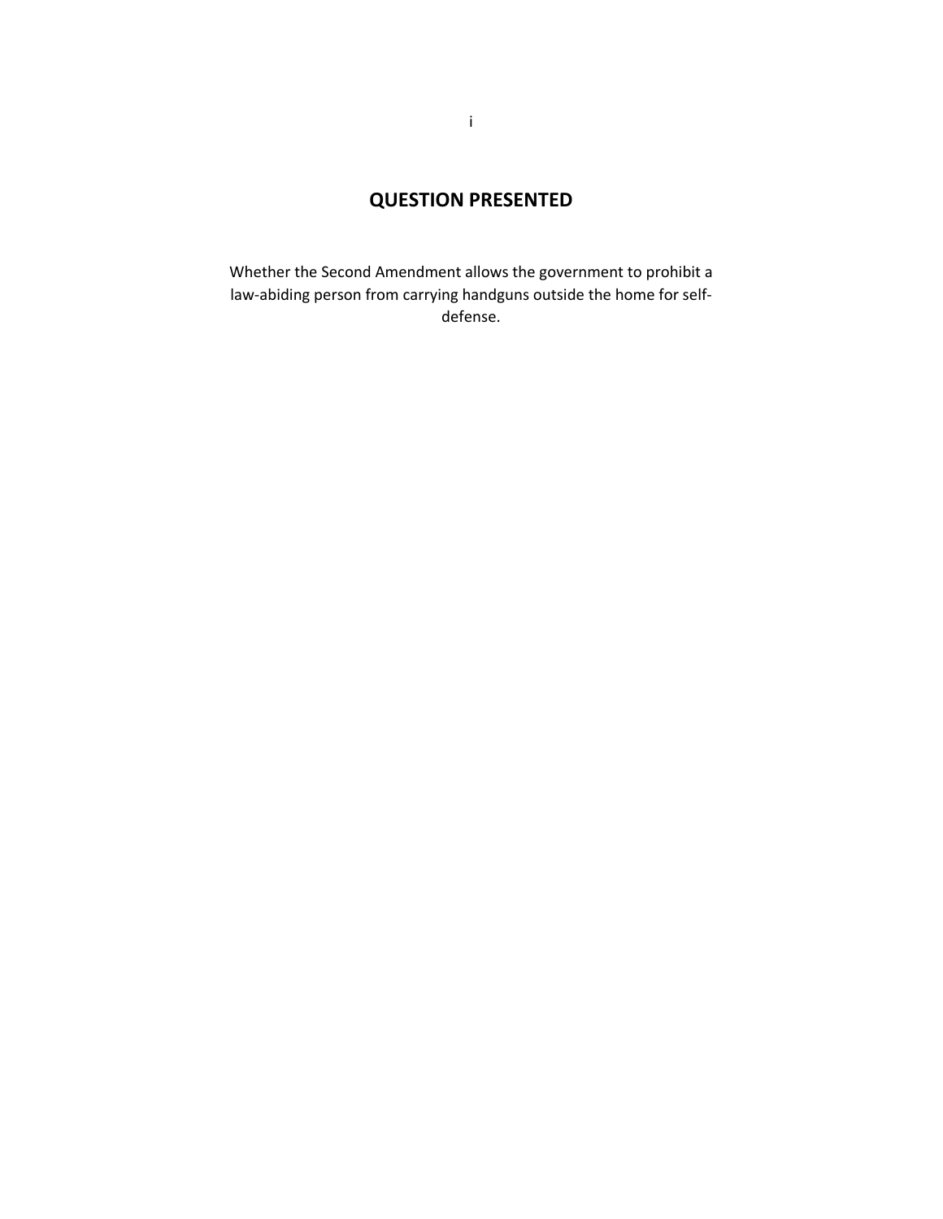## QUESTION PRESENTED

Whether the Second Amendment allows the government to prohibit a law-abiding person from carrying handguns outside the home for self-defense.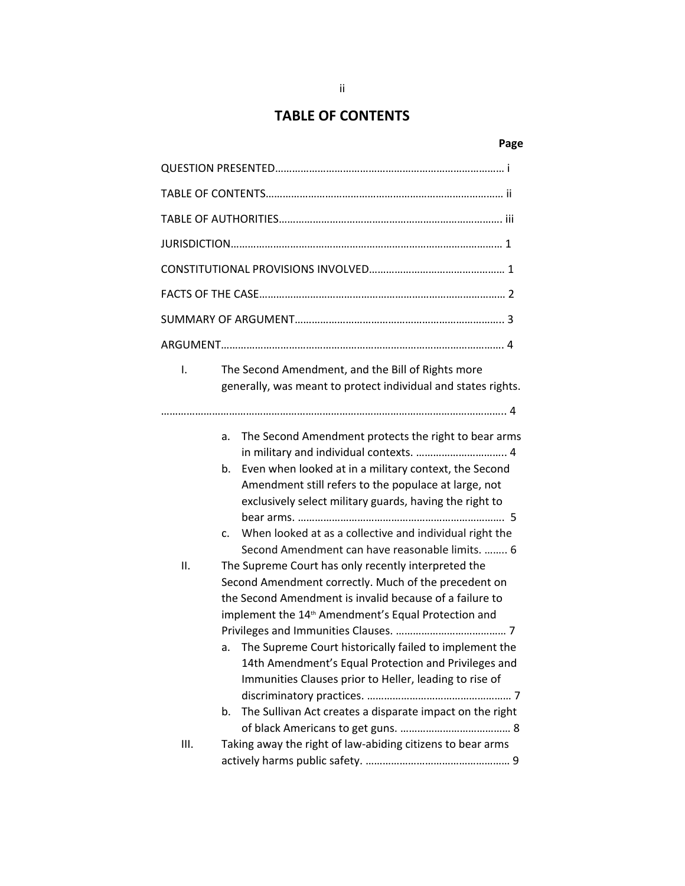## TABLE OF CONTENTS

**Page**

QUESTION PRESENTED……………………………………………………………………… i

TABLE OF CONTENTS………………………………………………………………………… ii

TABLE OF AUTHORITIES…………………………………………………………………… iii

JURISDICTION…………………………………………………………………………………… 1

CONSTITUTIONAL PROVISIONS INVOLVED………………………………………… 1

FACTS OF THE CASE…………………………………………………………………………… 2

SUMMARY OF ARGUMENT……………………………………………………………….. 3

ARGUMENT……………………………………………………………………………………… 4

I. The Second Amendment, and the Bill of Rights more generally, was meant to protect individual and states rights. …………………………………………………………………………………………………….. 4

   a. The Second Amendment protects the right to bear arms in military and individual contexts. ………………………….. 4
   b. Even when looked at in a military context, the Second Amendment still refers to the populace at large, not exclusively select military guards, having the right to bear arms. ……………………………………………………………… 5
   c. When looked at as a collective and individual right the Second Amendment can have reasonable limits. …….. 6

II. The Supreme Court has only recently interpreted the Second Amendment correctly. Much of the precedent on the Second Amendment is invalid because of a failure to implement the 14th Amendment's Equal Protection and Privileges and Immunities Clauses. ………………………………… 7

   a. The Supreme Court historically failed to implement the 14th Amendment's Equal Protection and Privileges and Immunities Clauses prior to Heller, leading to rise of discriminatory practices. …………………………………………… 7
   b. The Sullivan Act creates a disparate impact on the right of black Americans to get guns. ………………………………… 8

III. Taking away the right of law-abiding citizens to bear arms actively harms public safety. …………………………………………… 9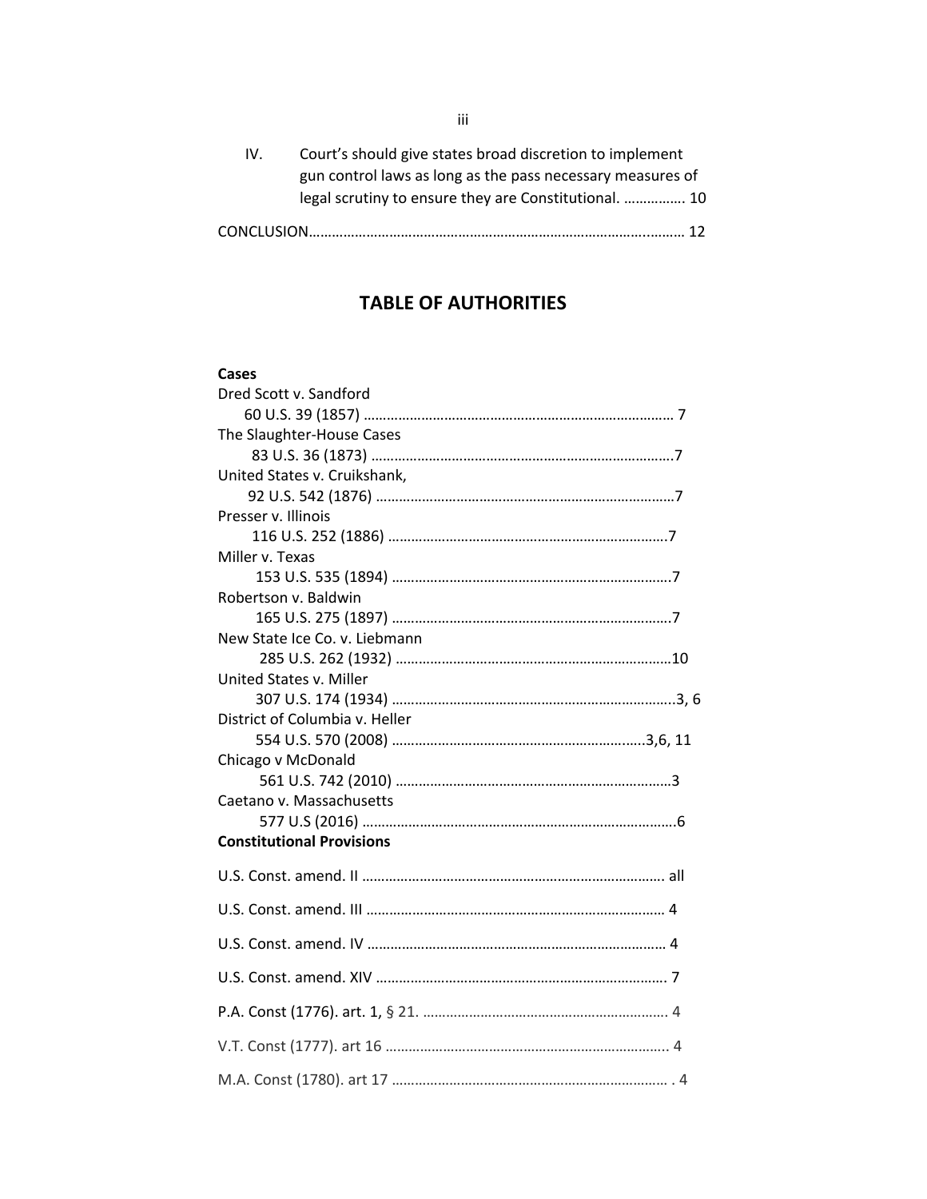IV. Court's should give states broad discretion to implement gun control laws as long as the pass necessary measures of legal scrutiny to ensure they are Constitutional. ……………. 10

CONCLUSION……………………………………………………………………………………… 12

## TABLE OF AUTHORITIES

**Cases**

Dred Scott v. Sandford
60 U.S. 39 (1857) ………………………………………………………………………… 7

The Slaughter-House Cases
83 U.S. 36 (1873) ……………………………………………………………………….7

United States v. Cruikshank,
92 U.S. 542 (1876) ……………………………………………………………………7

Presser v. Illinois
116 U.S. 252 (1886) ……………………………………………………………….7

Miller v. Texas
153 U.S. 535 (1894) ……………………………………………………………….7

Robertson v. Baldwin
165 U.S. 275 (1897) ……………………………………………………………….7

New State Ice Co. v. Liebmann
285 U.S. 262 (1932) ………………………………………………………………10

United States v. Miller
307 U.S. 174 (1934) ………………………………………………………………..3, 6

District of Columbia v. Heller
554 U.S. 570 (2008) ……………………………………………………….....3,6, 11

Chicago v McDonald
561 U.S. 742 (2010) ………………………………………………………………3

Caetano v. Massachusetts
577 U.S (2016) …………………………………………………………………………6

**Constitutional Provisions**

U.S. Const. amend. II ……………………………………………………………………. all

U.S. Const. amend. III …………………………………………………………………… 4

U.S. Const. amend. IV …………………………………………………………………… 4

U.S. Const. amend. XIV …………………………………………………………………. 7

P.A. Const (1776). art. 1, § 21. ………………………………………………………. 4

V.T. Const (1777). art 16 ………………………………………………………………….. 4

M.A. Const (1780). art 17 ………………………………………………………………. . 4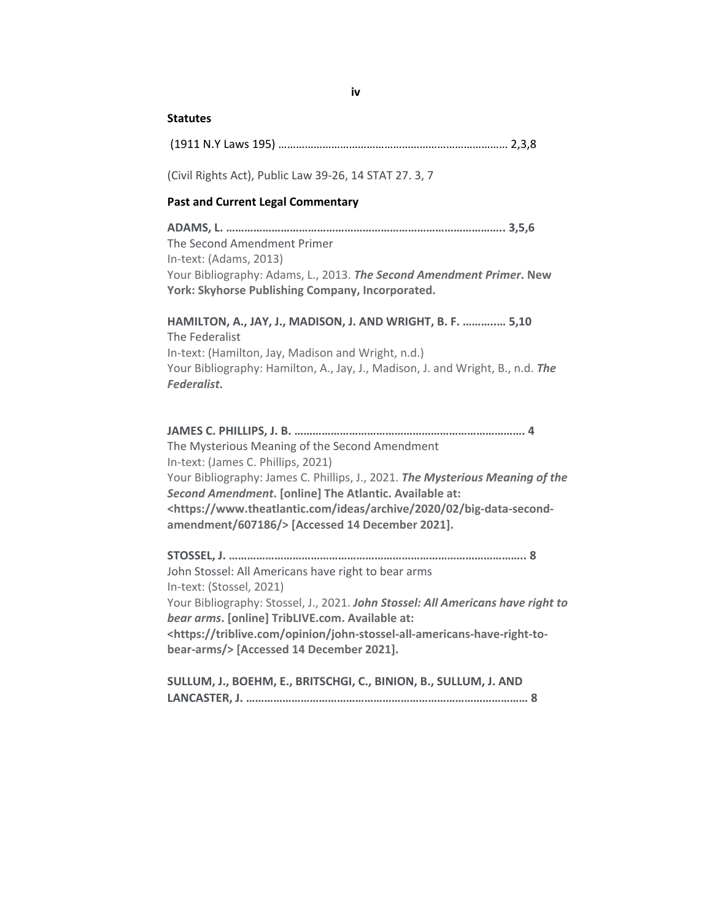**Statutes**

(1911 N.Y Laws 195) …………………………………………………………………… 2,3,8

(Civil Rights Act), Public Law 39-26, 14 STAT 27. 3, 7

**Past and Current Legal Commentary**

**ADAMS, L. ……………………………………………………………………………….. 3,5,6**
The Second Amendment Primer
In-text: (Adams, 2013)
Your Bibliography: Adams, L., 2013. ***The Second Amendment Primer*. New York: Skyhorse Publishing Company, Incorporated.**

**HAMILTON, A., JAY, J., MADISON, J. AND WRIGHT, B. F. ………..… 5,10**
The Federalist
In-text: (Hamilton, Jay, Madison and Wright, n.d.)
Your Bibliography: Hamilton, A., Jay, J., Madison, J. and Wright, B., n.d. ***The Federalist*.**

**JAMES C. PHILLIPS, J. B. ………………………………………………………………… 4**
The Mysterious Meaning of the Second Amendment
In-text: (James C. Phillips, 2021)
Your Bibliography: James C. Phillips, J., 2021. ***The Mysterious Meaning of the Second Amendment*. [online] The Atlantic. Available at: <https://www.theatlantic.com/ideas/archive/2020/02/big-data-second-amendment/607186/> [Accessed 14 December 2021].**

**STOSSEL, J. ……………………………………………………………………………………. 8**
John Stossel: All Americans have right to bear arms
In-text: (Stossel, 2021)
Your Bibliography: Stossel, J., 2021. ***John Stossel: All Americans have right to bear arms*. [online] TribLIVE.com. Available at: <https://triblive.com/opinion/john-stossel-all-americans-have-right-to-bear-arms/> [Accessed 14 December 2021].**

**SULLUM, J., BOEHM, E., BRITSCHGI, C., BINION, B., SULLUM, J. AND LANCASTER, J. ………………………………………………………………………………… 8**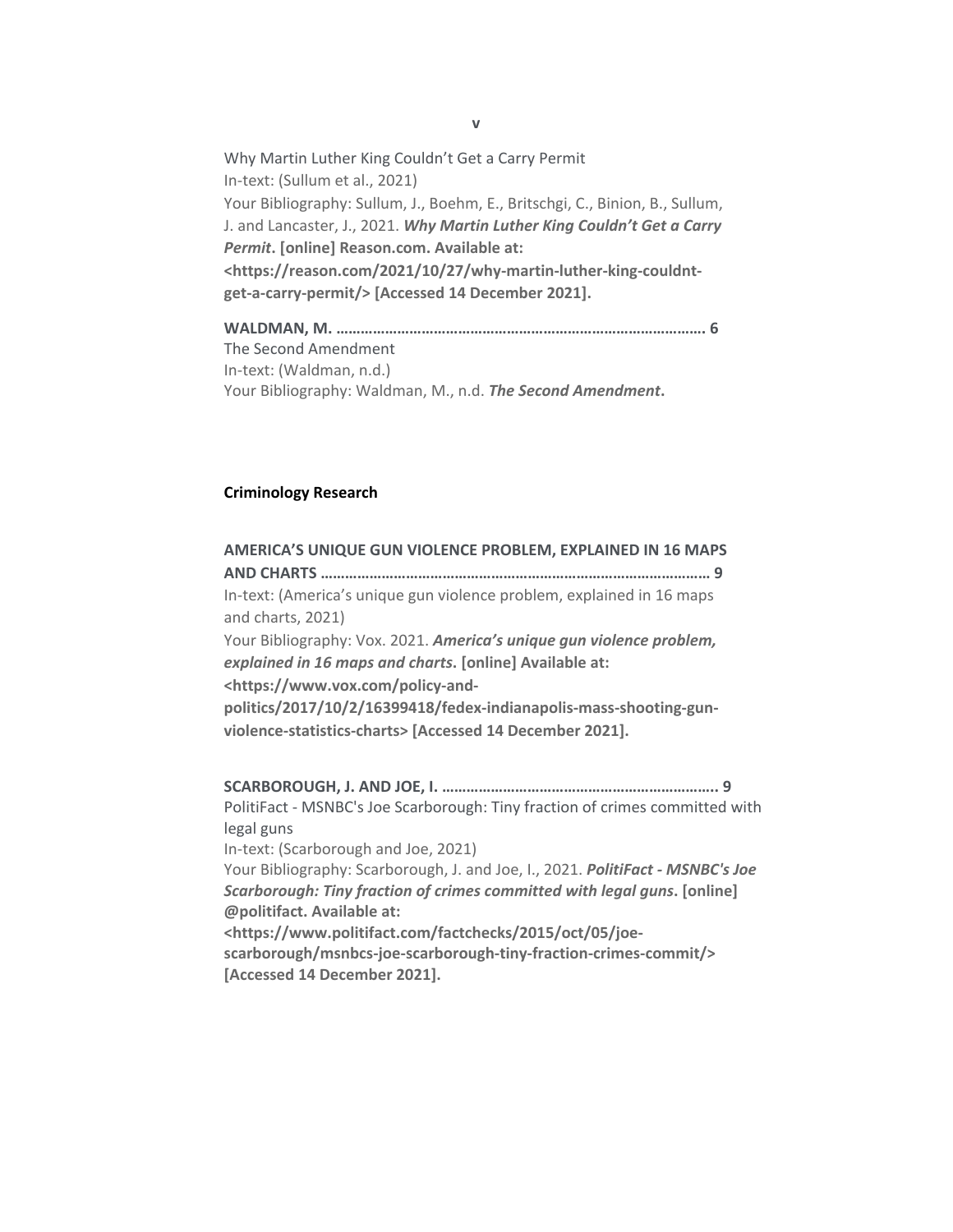Why Martin Luther King Couldn't Get a Carry Permit
In-text: (Sullum et al., 2021)
Your Bibliography: Sullum, J., Boehm, E., Britschgi, C., Binion, B., Sullum, J. and Lancaster, J., 2021. ***Why Martin Luther King Couldn't Get a Carry Permit*. [online] Reason.com. Available at: <https://reason.com/2021/10/27/why-martin-luther-king-couldnt-get-a-carry-permit/> [Accessed 14 December 2021].**

**WALDMAN, M. ………………………………………………………………………………. 6**
The Second Amendment
In-text: (Waldman, n.d.)
Your Bibliography: Waldman, M., n.d. ***The Second Amendment*.**

**Criminology Research**

**AMERICA'S UNIQUE GUN VIOLENCE PROBLEM, EXPLAINED IN 16 MAPS AND CHARTS ………………………………………………………………………………. 9**
In-text: (America's unique gun violence problem, explained in 16 maps and charts, 2021)
Your Bibliography: Vox. 2021. ***America's unique gun violence problem, explained in 16 maps and charts*. [online] Available at: <https://www.vox.com/policy-and-politics/2017/10/2/16399418/fedex-indianapolis-mass-shooting-gun-violence-statistics-charts> [Accessed 14 December 2021].**

**SCARBOROUGH, J. AND JOE, I. ………………………………………………………….. 9**
PolitiFact - MSNBC's Joe Scarborough: Tiny fraction of crimes committed with legal guns
In-text: (Scarborough and Joe, 2021)
Your Bibliography: Scarborough, J. and Joe, I., 2021. ***PolitiFact - MSNBC's Joe Scarborough: Tiny fraction of crimes committed with legal guns*. [online] @politifact. Available at: <https://www.politifact.com/factchecks/2015/oct/05/joe-scarborough/msnbcs-joe-scarborough-tiny-fraction-crimes-commit/> [Accessed 14 December 2021].**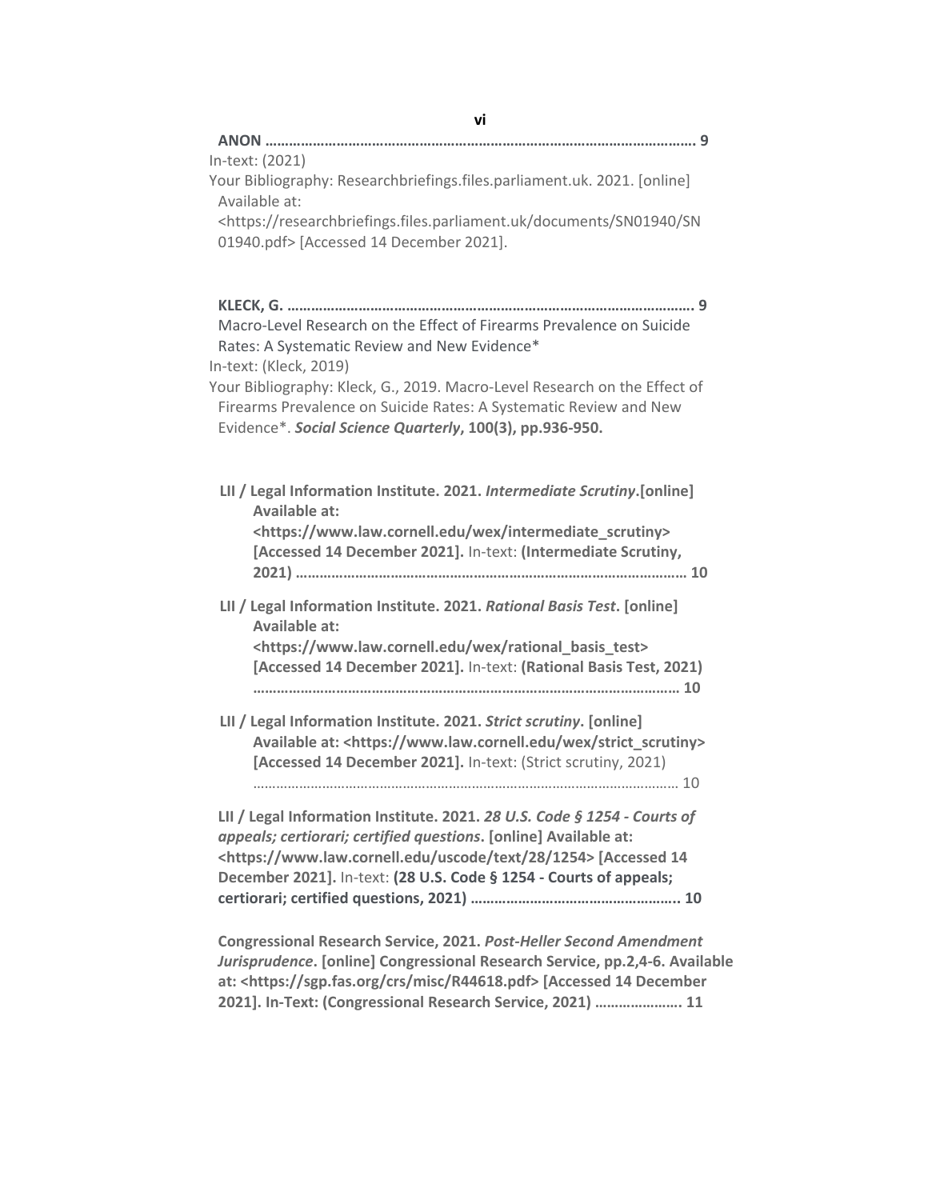**ANON ……………………………………………………………………………………………… 9**

In-text: (2021)

Your Bibliography: Researchbriefings.files.parliament.uk. 2021. [online] Available at: <https://researchbriefings.files.parliament.uk/documents/SN01940/SN01940.pdf> [Accessed 14 December 2021].

**KLECK, G. ………………………………………………………………………………………… 9**

Macro-Level Research on the Effect of Firearms Prevalence on Suicide Rates: A Systematic Review and New Evidence*

In-text: (Kleck, 2019)

Your Bibliography: Kleck, G., 2019. Macro-Level Research on the Effect of Firearms Prevalence on Suicide Rates: A Systematic Review and New Evidence*. ***Social Science Quarterly*, 100(3), pp.936-950.**

**LII / Legal Information Institute. 2021. *Intermediate Scrutiny*.[online] Available at: <https://www.law.cornell.edu/wex/intermediate_scrutiny> [Accessed 14 December 2021].** In-text: **(Intermediate Scrutiny, 2021) …………………………………………………………………………………… 10**

**LII / Legal Information Institute. 2021. *Rational Basis Test*. [online] Available at: <https://www.law.cornell.edu/wex/rational_basis_test> [Accessed 14 December 2021].** In-text: **(Rational Basis Test, 2021) ……………………………………………………………………………………………… 10**

**LII / Legal Information Institute. 2021. *Strict scrutiny*. [online] Available at: <https://www.law.cornell.edu/wex/strict_scrutiny> [Accessed 14 December 2021].** In-text: (Strict scrutiny, 2021) ……………………………………………………………………………………………… 10

**LII / Legal Information Institute. 2021. *28 U.S. Code § 1254 - Courts of appeals; certiorari; certified questions*. [online] Available at: <https://www.law.cornell.edu/uscode/text/28/1254> [Accessed 14 December 2021].** In-text: **(28 U.S. Code § 1254 - Courts of appeals; certiorari; certified questions, 2021) …………………………………………….. 10**

**Congressional Research Service, 2021. *Post-Heller Second Amendment Jurisprudence*. [online] Congressional Research Service, pp.2,4-6. Available at: <https://sgp.fas.org/crs/misc/R44618.pdf> [Accessed 14 December 2021]. In-Text: (Congressional Research Service, 2021) ………………… 11**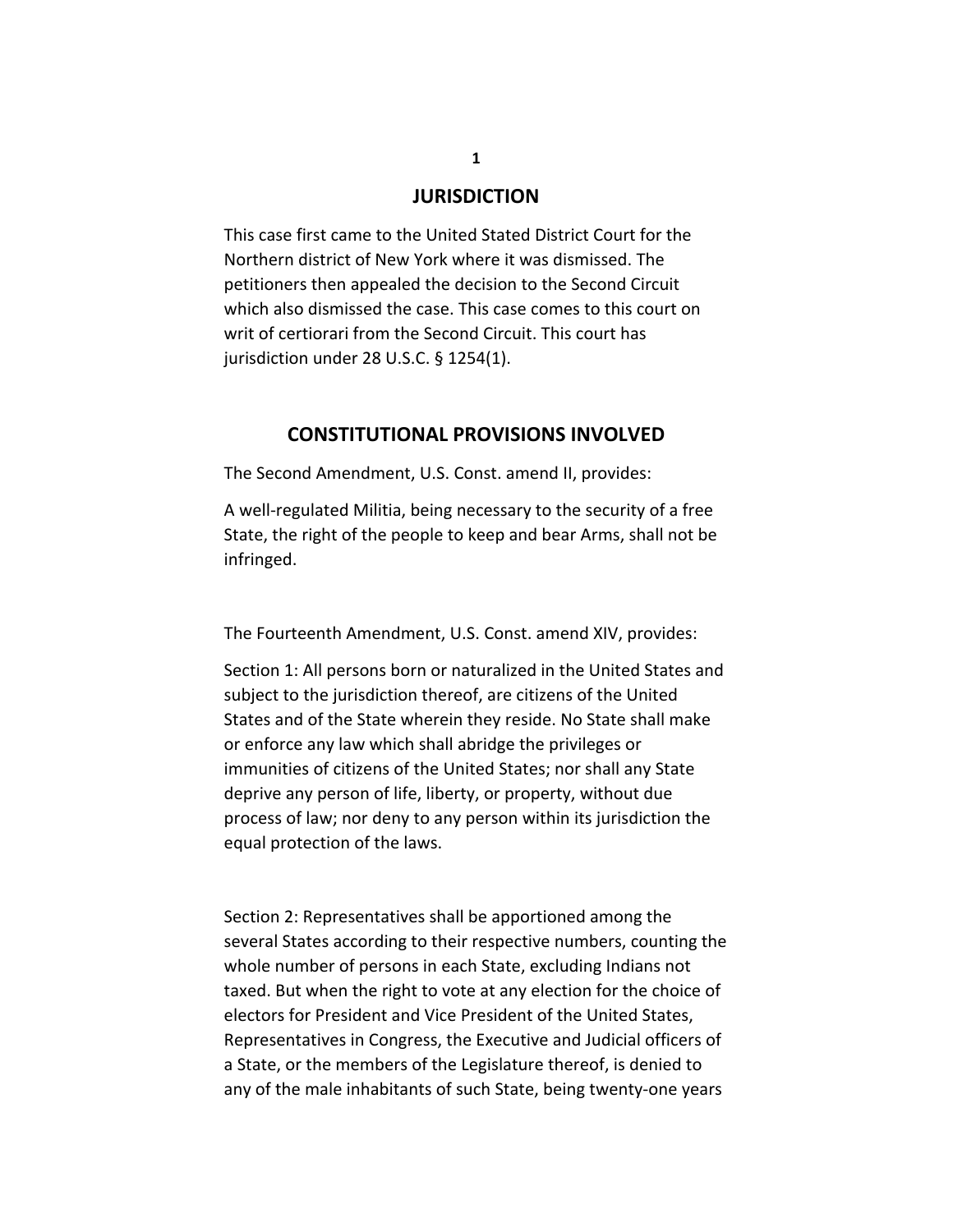## JURISDICTION

This case first came to the United Stated District Court for the Northern district of New York where it was dismissed. The petitioners then appealed the decision to the Second Circuit which also dismissed the case. This case comes to this court on writ of certiorari from the Second Circuit. This court has jurisdiction under 28 U.S.C. § 1254(1).

## CONSTITUTIONAL PROVISIONS INVOLVED

The Second Amendment, U.S. Const. amend II, provides:

A well-regulated Militia, being necessary to the security of a free State, the right of the people to keep and bear Arms, shall not be infringed.

The Fourteenth Amendment, U.S. Const. amend XIV, provides:

Section 1: All persons born or naturalized in the United States and subject to the jurisdiction thereof, are citizens of the United States and of the State wherein they reside. No State shall make or enforce any law which shall abridge the privileges or immunities of citizens of the United States; nor shall any State deprive any person of life, liberty, or property, without due process of law; nor deny to any person within its jurisdiction the equal protection of the laws.

Section 2: Representatives shall be apportioned among the several States according to their respective numbers, counting the whole number of persons in each State, excluding Indians not taxed. But when the right to vote at any election for the choice of electors for President and Vice President of the United States, Representatives in Congress, the Executive and Judicial officers of a State, or the members of the Legislature thereof, is denied to any of the male inhabitants of such State, being twenty-one years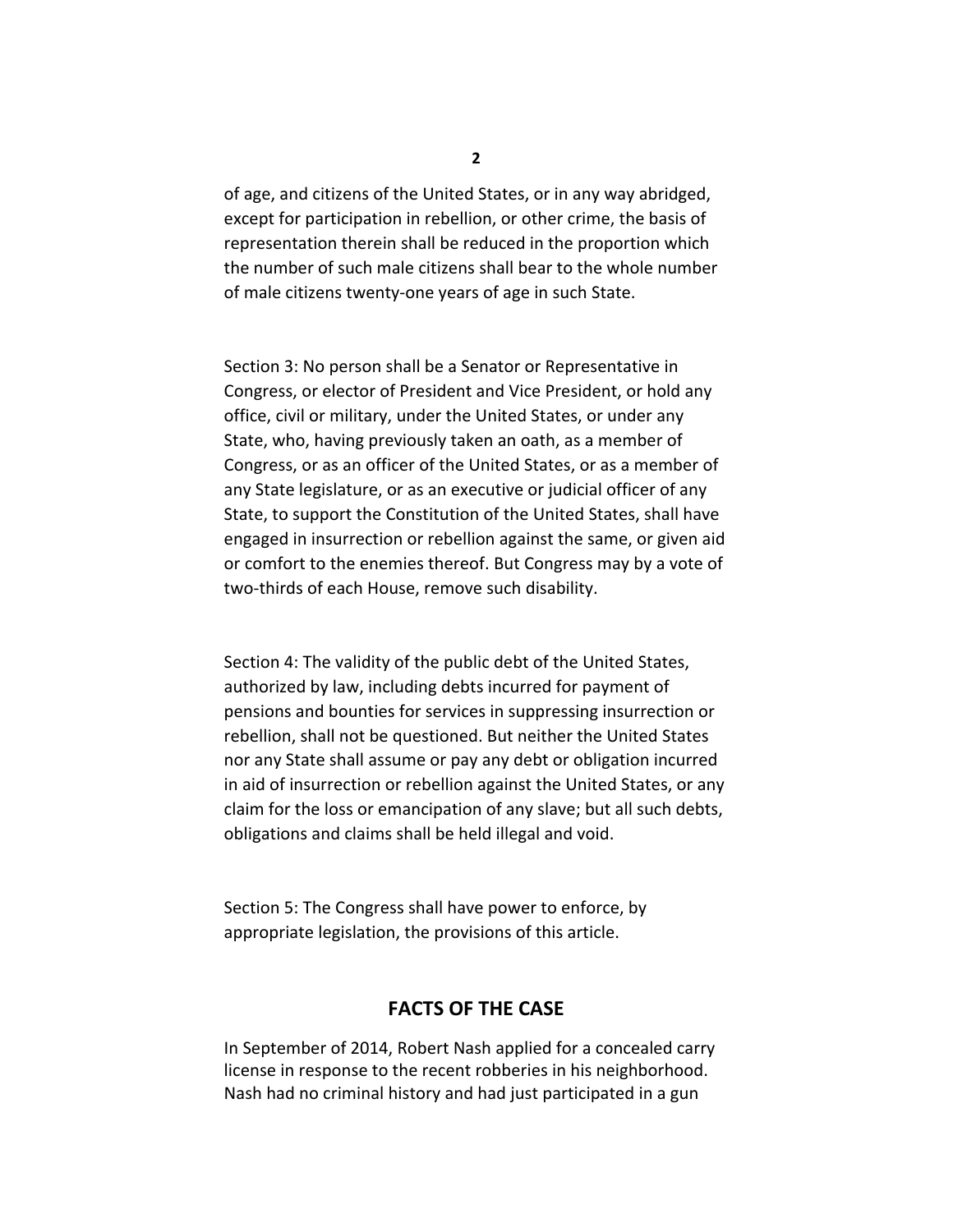of age, and citizens of the United States, or in any way abridged, except for participation in rebellion, or other crime, the basis of representation therein shall be reduced in the proportion which the number of such male citizens shall bear to the whole number of male citizens twenty-one years of age in such State.

Section 3: No person shall be a Senator or Representative in Congress, or elector of President and Vice President, or hold any office, civil or military, under the United States, or under any State, who, having previously taken an oath, as a member of Congress, or as an officer of the United States, or as a member of any State legislature, or as an executive or judicial officer of any State, to support the Constitution of the United States, shall have engaged in insurrection or rebellion against the same, or given aid or comfort to the enemies thereof. But Congress may by a vote of two-thirds of each House, remove such disability.

Section 4: The validity of the public debt of the United States, authorized by law, including debts incurred for payment of pensions and bounties for services in suppressing insurrection or rebellion, shall not be questioned. But neither the United States nor any State shall assume or pay any debt or obligation incurred in aid of insurrection or rebellion against the United States, or any claim for the loss or emancipation of any slave; but all such debts, obligations and claims shall be held illegal and void.

Section 5: The Congress shall have power to enforce, by appropriate legislation, the provisions of this article.

## FACTS OF THE CASE

In September of 2014, Robert Nash applied for a concealed carry license in response to the recent robberies in his neighborhood. Nash had no criminal history and had just participated in a gun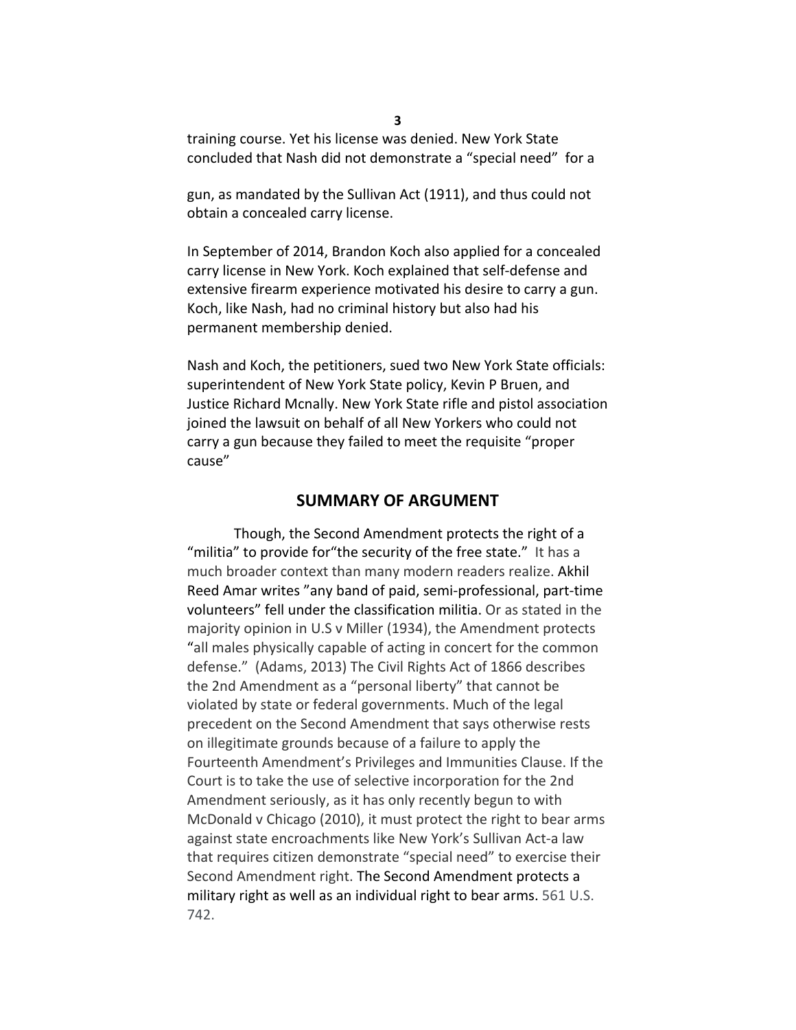training course. Yet his license was denied. New York State concluded that Nash did not demonstrate a "special need" for a

gun, as mandated by the Sullivan Act (1911), and thus could not obtain a concealed carry license.

In September of 2014, Brandon Koch also applied for a concealed carry license in New York. Koch explained that self-defense and extensive firearm experience motivated his desire to carry a gun. Koch, like Nash, had no criminal history but also had his permanent membership denied.

Nash and Koch, the petitioners, sued two New York State officials: superintendent of New York State policy, Kevin P Bruen, and Justice Richard Mcnally. New York State rifle and pistol association joined the lawsuit on behalf of all New Yorkers who could not carry a gun because they failed to meet the requisite "proper cause"

## SUMMARY OF ARGUMENT

Though, the Second Amendment protects the right of a "militia" to provide for"the security of the free state." It has a much broader context than many modern readers realize. Akhil Reed Amar writes "any band of paid, semi-professional, part-time volunteers" fell under the classification militia. Or as stated in the majority opinion in U.S v Miller (1934), the Amendment protects "all males physically capable of acting in concert for the common defense." (Adams, 2013) The Civil Rights Act of 1866 describes the 2nd Amendment as a "personal liberty" that cannot be violated by state or federal governments. Much of the legal precedent on the Second Amendment that says otherwise rests on illegitimate grounds because of a failure to apply the Fourteenth Amendment's Privileges and Immunities Clause. If the Court is to take the use of selective incorporation for the 2nd Amendment seriously, as it has only recently begun to with McDonald v Chicago (2010), it must protect the right to bear arms against state encroachments like New York's Sullivan Act-a law that requires citizen demonstrate "special need" to exercise their Second Amendment right. The Second Amendment protects a military right as well as an individual right to bear arms. 561 U.S. 742.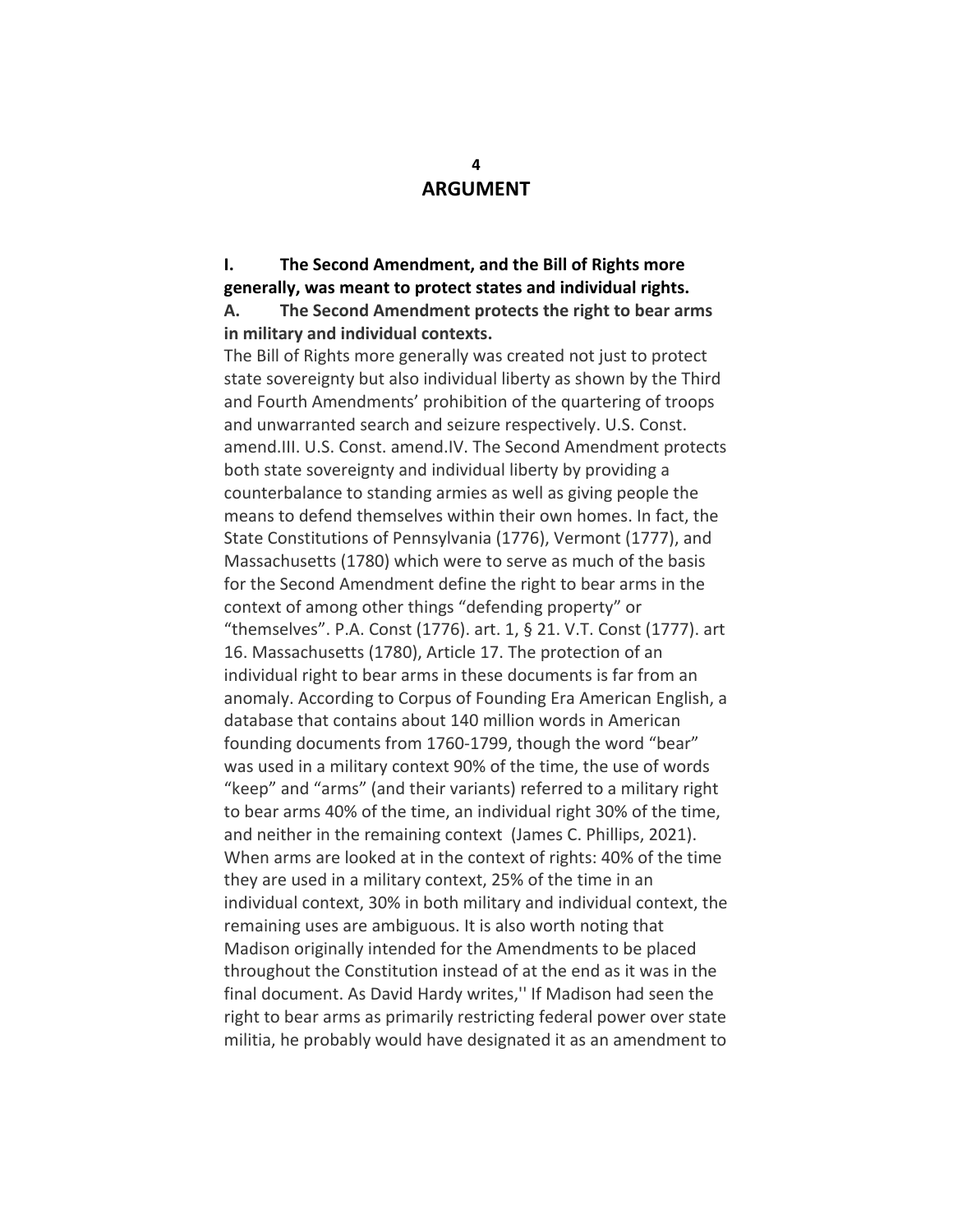# ARGUMENT

**I. The Second Amendment, and the Bill of Rights more generally, was meant to protect states and individual rights.**

**A. The Second Amendment protects the right to bear arms in military and individual contexts.**

The Bill of Rights more generally was created not just to protect state sovereignty but also individual liberty as shown by the Third and Fourth Amendments' prohibition of the quartering of troops and unwarranted search and seizure respectively. U.S. Const. amend.III. U.S. Const. amend.IV. The Second Amendment protects both state sovereignty and individual liberty by providing a counterbalance to standing armies as well as giving people the means to defend themselves within their own homes. In fact, the State Constitutions of Pennsylvania (1776), Vermont (1777), and Massachusetts (1780) which were to serve as much of the basis for the Second Amendment define the right to bear arms in the context of among other things "defending property" or "themselves". P.A. Const (1776). art. 1, § 21. V.T. Const (1777). art 16. Massachusetts (1780), Article 17. The protection of an individual right to bear arms in these documents is far from an anomaly. According to Corpus of Founding Era American English, a database that contains about 140 million words in American founding documents from 1760-1799, though the word "bear" was used in a military context 90% of the time, the use of words "keep" and "arms" (and their variants) referred to a military right to bear arms 40% of the time, an individual right 30% of the time, and neither in the remaining context (James C. Phillips, 2021). When arms are looked at in the context of rights: 40% of the time they are used in a military context, 25% of the time in an individual context, 30% in both military and individual context, the remaining uses are ambiguous. It is also worth noting that Madison originally intended for the Amendments to be placed throughout the Constitution instead of at the end as it was in the final document. As David Hardy writes,'' If Madison had seen the right to bear arms as primarily restricting federal power over state militia, he probably would have designated it as an amendment to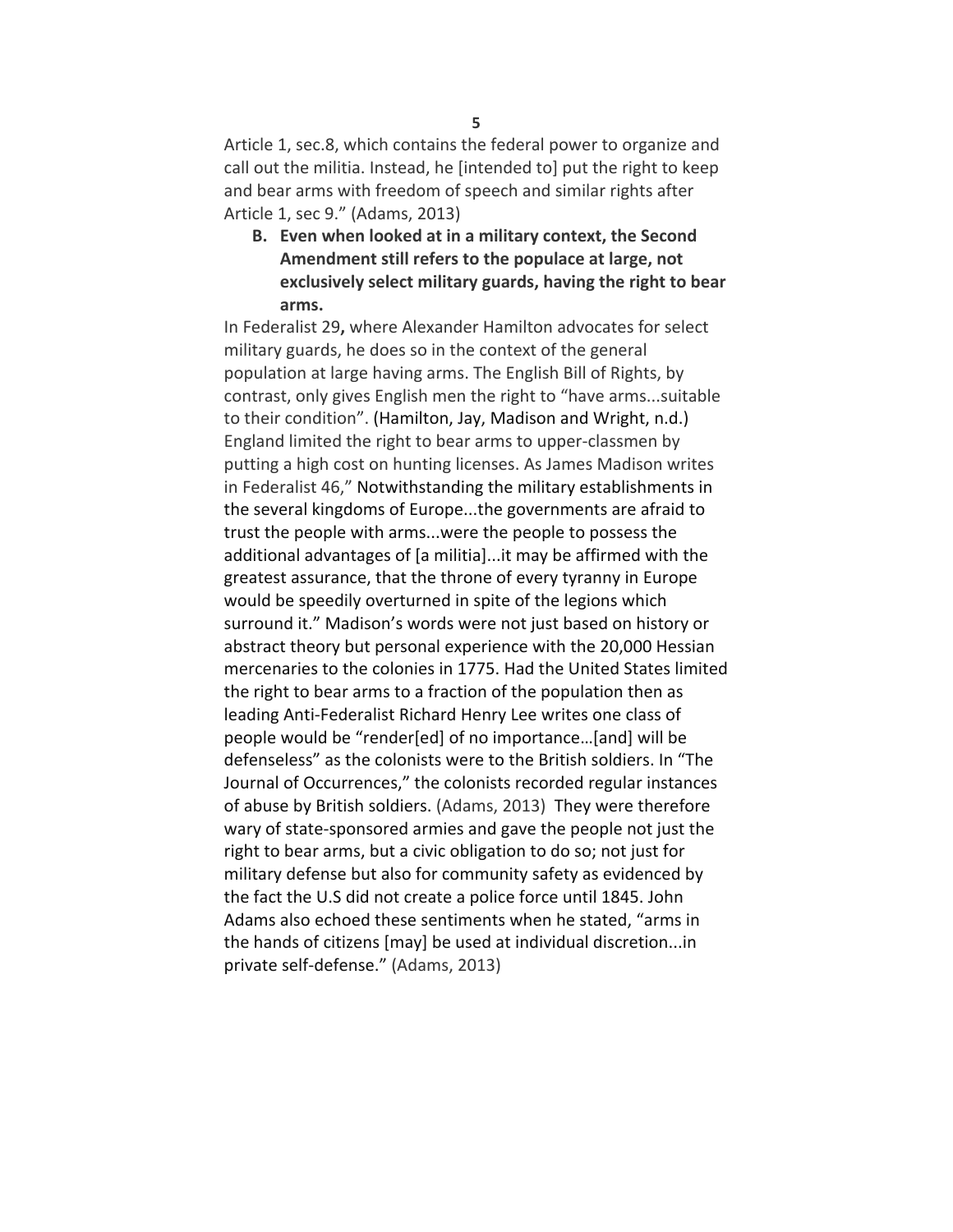Article 1, sec.8, which contains the federal power to organize and call out the militia. Instead, he [intended to] put the right to keep and bear arms with freedom of speech and similar rights after Article 1, sec 9." (Adams, 2013)

**B. Even when looked at in a military context, the Second Amendment still refers to the populace at large, not exclusively select military guards, having the right to bear arms.**

In Federalist 29**,** where Alexander Hamilton advocates for select military guards, he does so in the context of the general population at large having arms. The English Bill of Rights, by contrast, only gives English men the right to "have arms...suitable to their condition". (Hamilton, Jay, Madison and Wright, n.d.) England limited the right to bear arms to upper-classmen by putting a high cost on hunting licenses. As James Madison writes in Federalist 46," Notwithstanding the military establishments in the several kingdoms of Europe...the governments are afraid to trust the people with arms...were the people to possess the additional advantages of [a militia]...it may be affirmed with the greatest assurance, that the throne of every tyranny in Europe would be speedily overturned in spite of the legions which surround it." Madison's words were not just based on history or abstract theory but personal experience with the 20,000 Hessian mercenaries to the colonies in 1775. Had the United States limited the right to bear arms to a fraction of the population then as leading Anti-Federalist Richard Henry Lee writes one class of people would be "render[ed] of no importance…[and] will be defenseless" as the colonists were to the British soldiers. In "The Journal of Occurrences," the colonists recorded regular instances of abuse by British soldiers. (Adams, 2013) They were therefore wary of state-sponsored armies and gave the people not just the right to bear arms, but a civic obligation to do so; not just for military defense but also for community safety as evidenced by the fact the U.S did not create a police force until 1845. John Adams also echoed these sentiments when he stated, "arms in the hands of citizens [may] be used at individual discretion...in private self-defense." (Adams, 2013)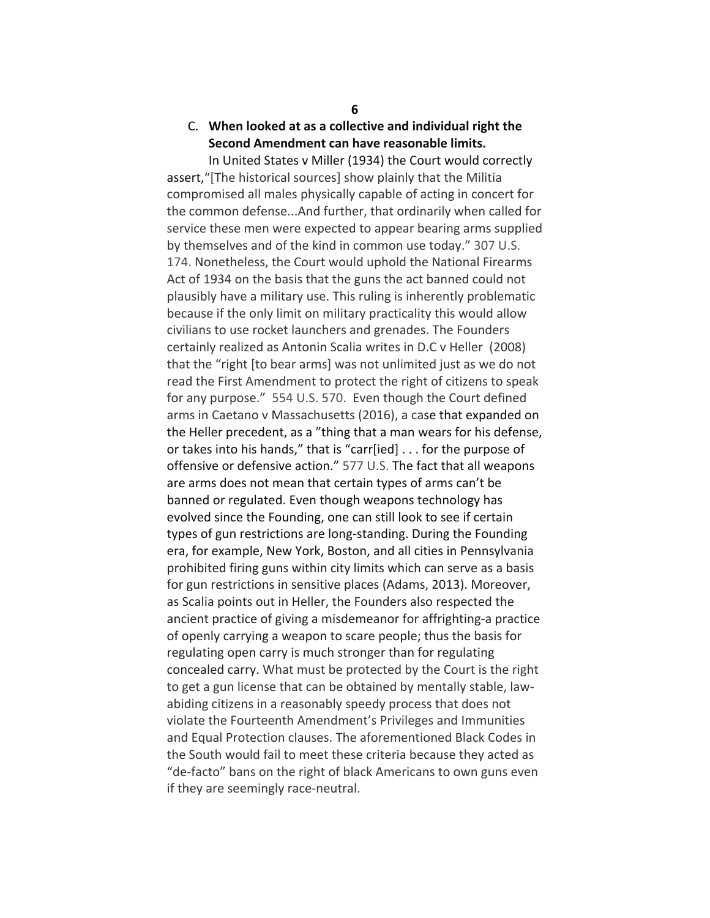C. **When looked at as a collective and individual right the Second Amendment can have reasonable limits.**

In United States v Miller (1934) the Court would correctly assert,"[The historical sources] show plainly that the Militia compromised all males physically capable of acting in concert for the common defense...And further, that ordinarily when called for service these men were expected to appear bearing arms supplied by themselves and of the kind in common use today." 307 U.S. 174. Nonetheless, the Court would uphold the National Firearms Act of 1934 on the basis that the guns the act banned could not plausibly have a military use. This ruling is inherently problematic because if the only limit on military practicality this would allow civilians to use rocket launchers and grenades. The Founders certainly realized as Antonin Scalia writes in D.C v Heller (2008) that the "right [to bear arms] was not unlimited just as we do not read the First Amendment to protect the right of citizens to speak for any purpose." 554 U.S. 570. Even though the Court defined arms in Caetano v Massachusetts (2016), a case that expanded on the Heller precedent, as a "thing that a man wears for his defense, or takes into his hands," that is "carr[ied] . . . for the purpose of offensive or defensive action." 577 U.S. The fact that all weapons are arms does not mean that certain types of arms can't be banned or regulated. Even though weapons technology has evolved since the Founding, one can still look to see if certain types of gun restrictions are long-standing. During the Founding era, for example, New York, Boston, and all cities in Pennsylvania prohibited firing guns within city limits which can serve as a basis for gun restrictions in sensitive places (Adams, 2013). Moreover, as Scalia points out in Heller, the Founders also respected the ancient practice of giving a misdemeanor for affrighting-a practice of openly carrying a weapon to scare people; thus the basis for regulating open carry is much stronger than for regulating concealed carry. What must be protected by the Court is the right to get a gun license that can be obtained by mentally stable, law-abiding citizens in a reasonably speedy process that does not violate the Fourteenth Amendment's Privileges and Immunities and Equal Protection clauses. The aforementioned Black Codes in the South would fail to meet these criteria because they acted as "de-facto" bans on the right of black Americans to own guns even if they are seemingly race-neutral.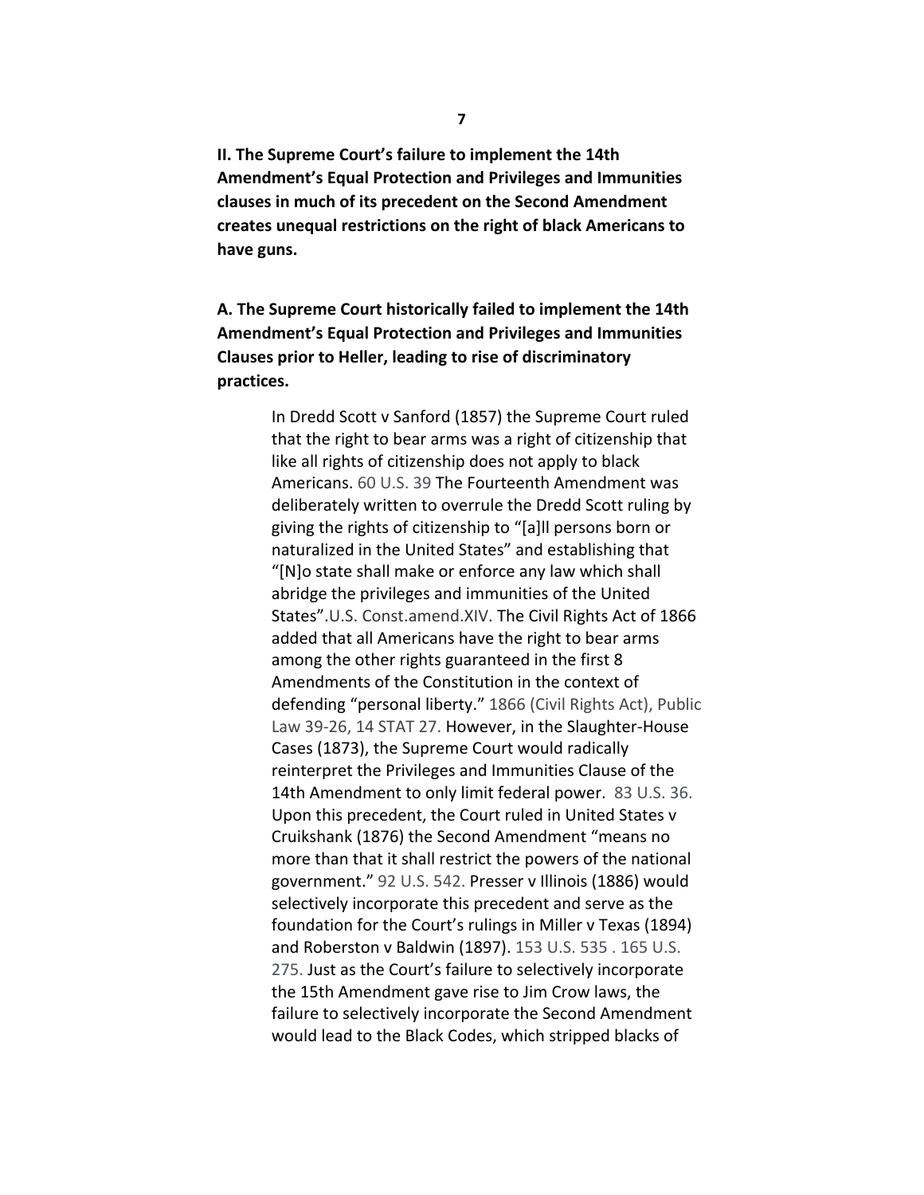**II. The Supreme Court's failure to implement the 14th Amendment's Equal Protection and Privileges and Immunities clauses in much of its precedent on the Second Amendment creates unequal restrictions on the right of black Americans to have guns.**

**A. The Supreme Court historically failed to implement the 14th Amendment's Equal Protection and Privileges and Immunities Clauses prior to Heller, leading to rise of discriminatory practices.**

In Dredd Scott v Sanford (1857) the Supreme Court ruled that the right to bear arms was a right of citizenship that like all rights of citizenship does not apply to black Americans. 60 U.S. 39 The Fourteenth Amendment was deliberately written to overrule the Dredd Scott ruling by giving the rights of citizenship to "[a]ll persons born or naturalized in the United States" and establishing that "[N]o state shall make or enforce any law which shall abridge the privileges and immunities of the United States".U.S. Const.amend.XIV. The Civil Rights Act of 1866 added that all Americans have the right to bear arms among the other rights guaranteed in the first 8 Amendments of the Constitution in the context of defending "personal liberty." 1866 (Civil Rights Act), Public Law 39-26, 14 STAT 27. However, in the Slaughter-House Cases (1873), the Supreme Court would radically reinterpret the Privileges and Immunities Clause of the 14th Amendment to only limit federal power. 83 U.S. 36. Upon this precedent, the Court ruled in United States v Cruikshank (1876) the Second Amendment "means no more than that it shall restrict the powers of the national government." 92 U.S. 542. Presser v Illinois (1886) would selectively incorporate this precedent and serve as the foundation for the Court's rulings in Miller v Texas (1894) and Roberston v Baldwin (1897). 153 U.S. 535 . 165 U.S. 275. Just as the Court's failure to selectively incorporate the 15th Amendment gave rise to Jim Crow laws, the failure to selectively incorporate the Second Amendment would lead to the Black Codes, which stripped blacks of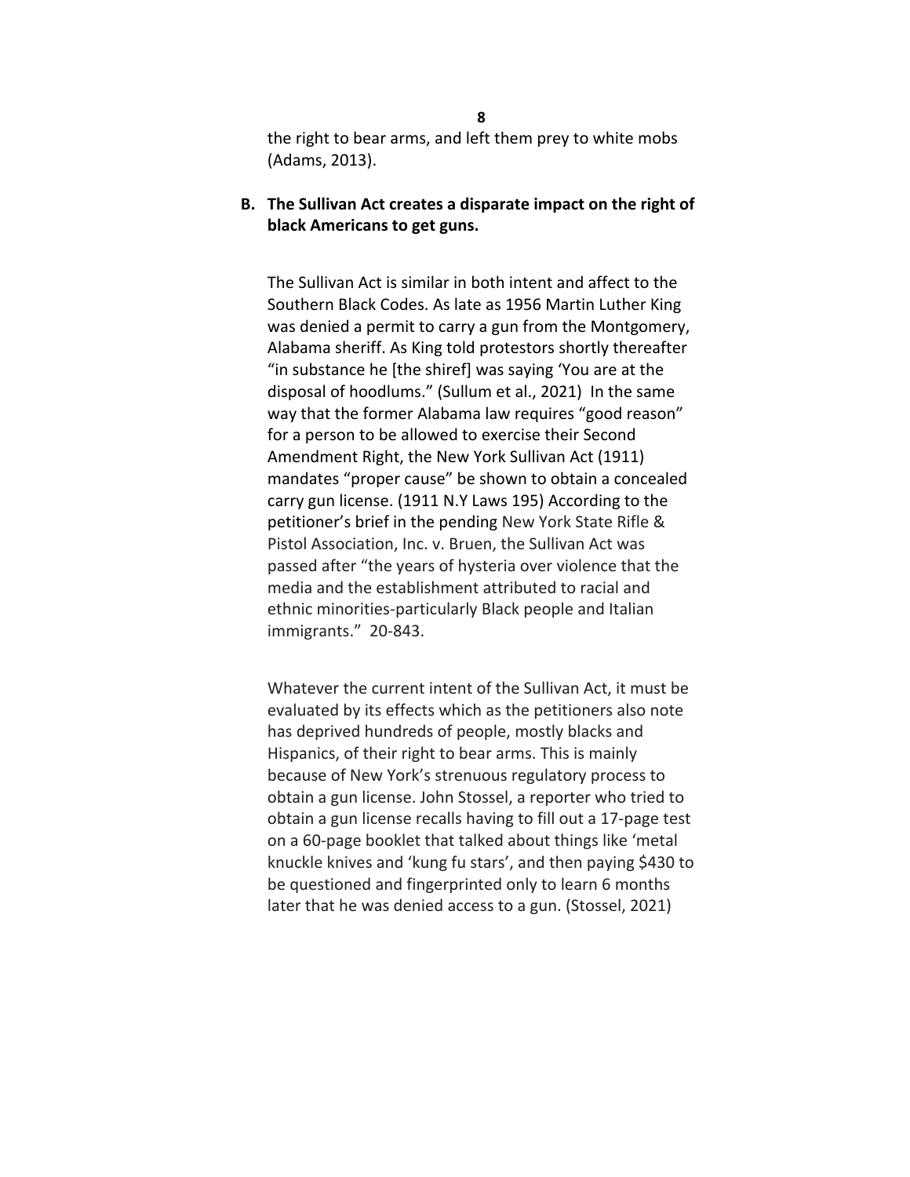the right to bear arms, and left them prey to white mobs (Adams, 2013).

**B. The Sullivan Act creates a disparate impact on the right of black Americans to get guns.**

The Sullivan Act is similar in both intent and affect to the Southern Black Codes. As late as 1956 Martin Luther King was denied a permit to carry a gun from the Montgomery, Alabama sheriff. As King told protestors shortly thereafter "in substance he [the shiref] was saying 'You are at the disposal of hoodlums." (Sullum et al., 2021) In the same way that the former Alabama law requires "good reason" for a person to be allowed to exercise their Second Amendment Right, the New York Sullivan Act (1911) mandates "proper cause" be shown to obtain a concealed carry gun license. (1911 N.Y Laws 195) According to the petitioner's brief in the pending New York State Rifle & Pistol Association, Inc. v. Bruen, the Sullivan Act was passed after "the years of hysteria over violence that the media and the establishment attributed to racial and ethnic minorities-particularly Black people and Italian immigrants." 20-843.

Whatever the current intent of the Sullivan Act, it must be evaluated by its effects which as the petitioners also note has deprived hundreds of people, mostly blacks and Hispanics, of their right to bear arms. This is mainly because of New York's strenuous regulatory process to obtain a gun license. John Stossel, a reporter who tried to obtain a gun license recalls having to fill out a 17-page test on a 60-page booklet that talked about things like 'metal knuckle knives and 'kung fu stars', and then paying $430 to be questioned and fingerprinted only to learn 6 months later that he was denied access to a gun. (Stossel, 2021)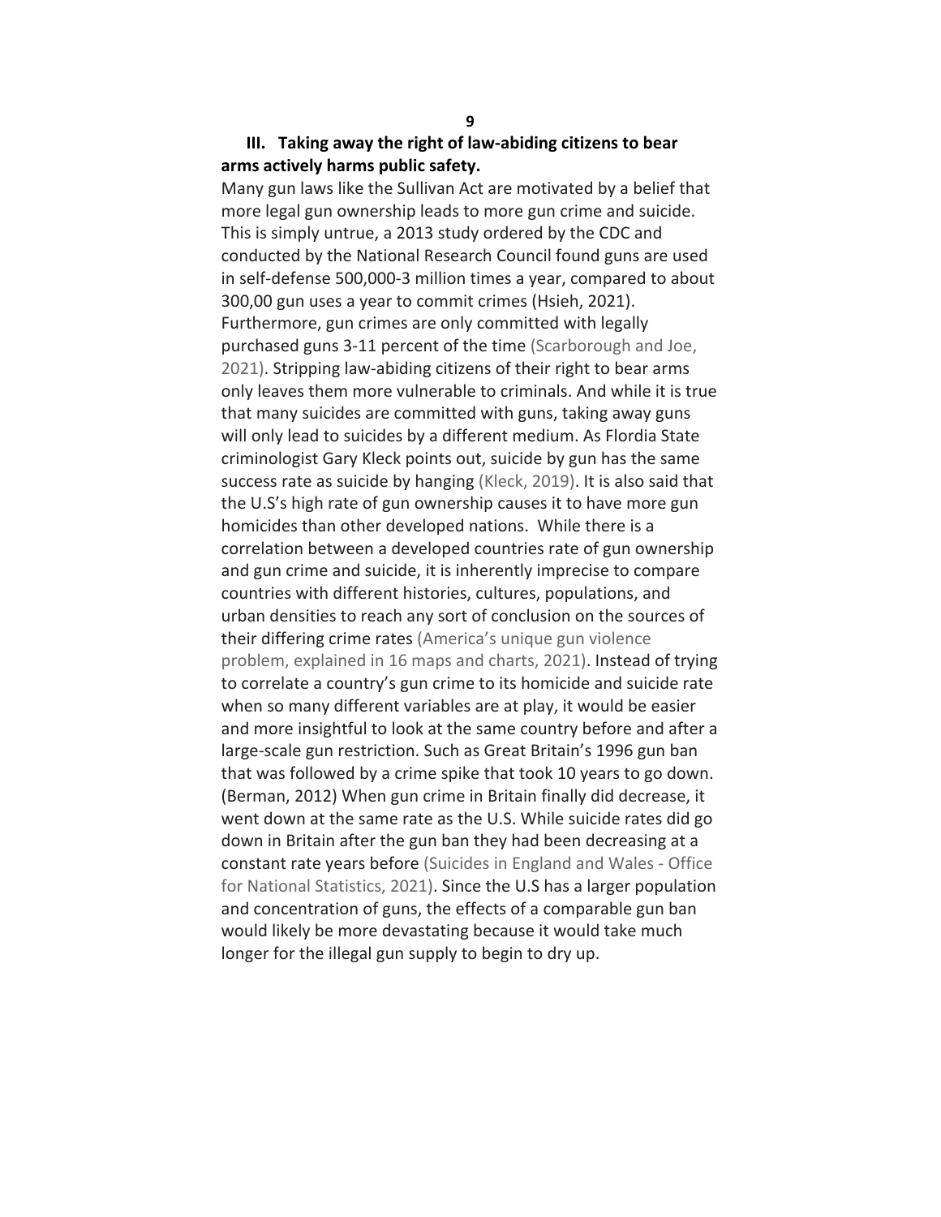## III. Taking away the right of law-abiding citizens to bear arms actively harms public safety.

Many gun laws like the Sullivan Act are motivated by a belief that more legal gun ownership leads to more gun crime and suicide. This is simply untrue, a 2013 study ordered by the CDC and conducted by the National Research Council found guns are used in self-defense 500,000-3 million times a year, compared to about 300,00 gun uses a year to commit crimes (Hsieh, 2021). Furthermore, gun crimes are only committed with legally purchased guns 3-11 percent of the time (Scarborough and Joe, 2021). Stripping law-abiding citizens of their right to bear arms only leaves them more vulnerable to criminals. And while it is true that many suicides are committed with guns, taking away guns will only lead to suicides by a different medium. As Flordia State criminologist Gary Kleck points out, suicide by gun has the same success rate as suicide by hanging (Kleck, 2019). It is also said that the U.S's high rate of gun ownership causes it to have more gun homicides than other developed nations. While there is a correlation between a developed countries rate of gun ownership and gun crime and suicide, it is inherently imprecise to compare countries with different histories, cultures, populations, and urban densities to reach any sort of conclusion on the sources of their differing crime rates (America's unique gun violence problem, explained in 16 maps and charts, 2021). Instead of trying to correlate a country's gun crime to its homicide and suicide rate when so many different variables are at play, it would be easier and more insightful to look at the same country before and after a large-scale gun restriction. Such as Great Britain's 1996 gun ban that was followed by a crime spike that took 10 years to go down. (Berman, 2012) When gun crime in Britain finally did decrease, it went down at the same rate as the U.S. While suicide rates did go down in Britain after the gun ban they had been decreasing at a constant rate years before (Suicides in England and Wales - Office for National Statistics, 2021). Since the U.S has a larger population and concentration of guns, the effects of a comparable gun ban would likely be more devastating because it would take much longer for the illegal gun supply to begin to dry up.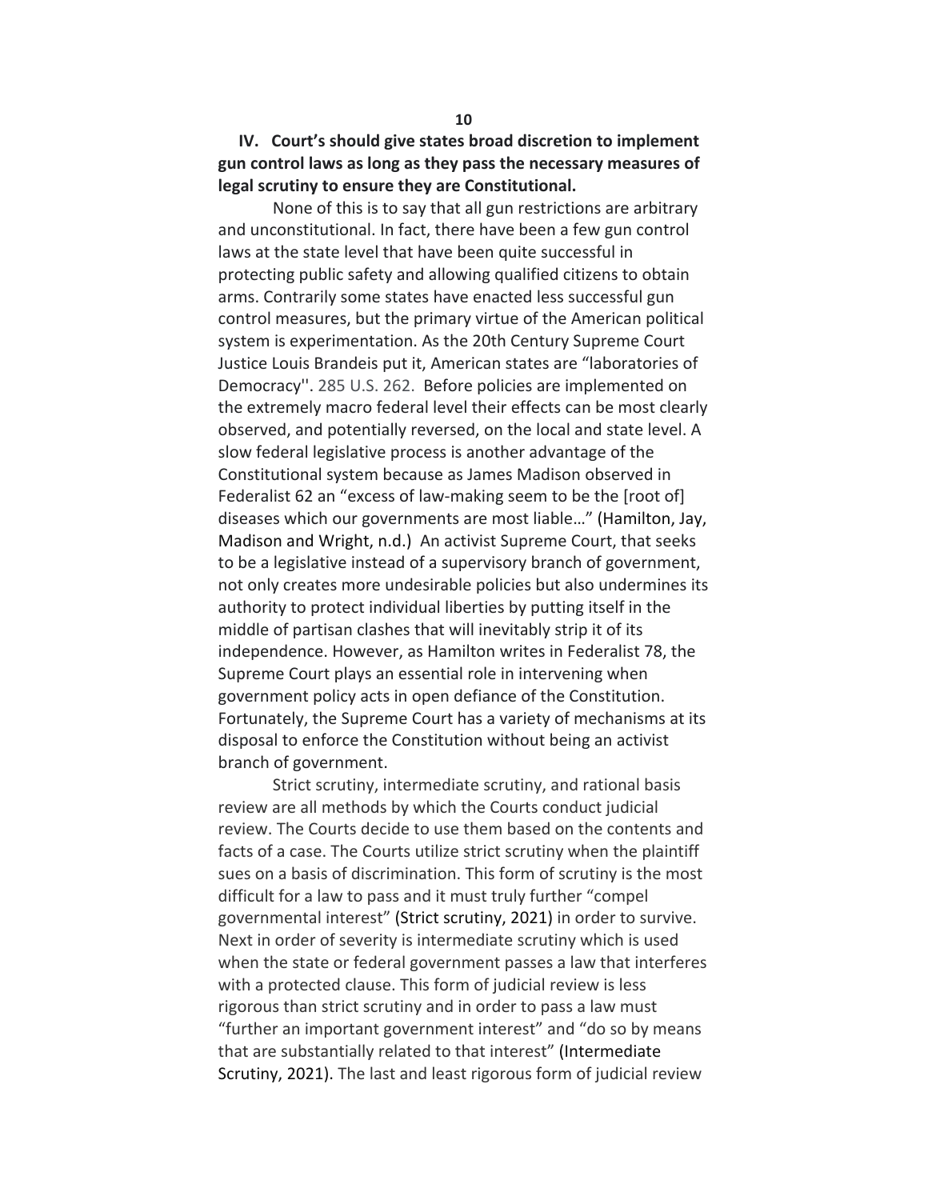**IV. Court's should give states broad discretion to implement gun control laws as long as they pass the necessary measures of legal scrutiny to ensure they are Constitutional.**

None of this is to say that all gun restrictions are arbitrary and unconstitutional. In fact, there have been a few gun control laws at the state level that have been quite successful in protecting public safety and allowing qualified citizens to obtain arms. Contrarily some states have enacted less successful gun control measures, but the primary virtue of the American political system is experimentation. As the 20th Century Supreme Court Justice Louis Brandeis put it, American states are "laboratories of Democracy''. 285 U.S. 262. Before policies are implemented on the extremely macro federal level their effects can be most clearly observed, and potentially reversed, on the local and state level. A slow federal legislative process is another advantage of the Constitutional system because as James Madison observed in Federalist 62 an "excess of law-making seem to be the [root of] diseases which our governments are most liable…" (Hamilton, Jay, Madison and Wright, n.d.) An activist Supreme Court, that seeks to be a legislative instead of a supervisory branch of government, not only creates more undesirable policies but also undermines its authority to protect individual liberties by putting itself in the middle of partisan clashes that will inevitably strip it of its independence. However, as Hamilton writes in Federalist 78, the Supreme Court plays an essential role in intervening when government policy acts in open defiance of the Constitution. Fortunately, the Supreme Court has a variety of mechanisms at its disposal to enforce the Constitution without being an activist branch of government.

Strict scrutiny, intermediate scrutiny, and rational basis review are all methods by which the Courts conduct judicial review. The Courts decide to use them based on the contents and facts of a case. The Courts utilize strict scrutiny when the plaintiff sues on a basis of discrimination. This form of scrutiny is the most difficult for a law to pass and it must truly further "compel governmental interest" (Strict scrutiny, 2021) in order to survive. Next in order of severity is intermediate scrutiny which is used when the state or federal government passes a law that interferes with a protected clause. This form of judicial review is less rigorous than strict scrutiny and in order to pass a law must "further an important government interest" and "do so by means that are substantially related to that interest" (Intermediate Scrutiny, 2021). The last and least rigorous form of judicial review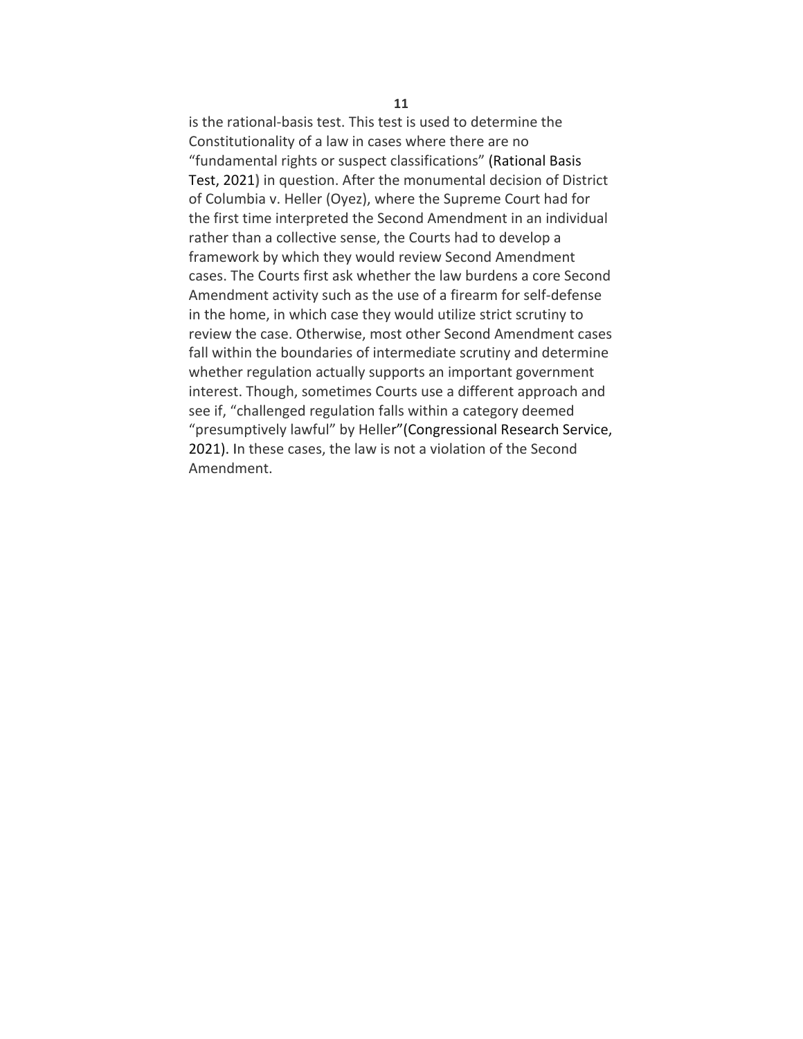is the rational-basis test. This test is used to determine the Constitutionality of a law in cases where there are no "fundamental rights or suspect classifications" (Rational Basis Test, 2021) in question. After the monumental decision of District of Columbia v. Heller (Oyez), where the Supreme Court had for the first time interpreted the Second Amendment in an individual rather than a collective sense, the Courts had to develop a framework by which they would review Second Amendment cases. The Courts first ask whether the law burdens a core Second Amendment activity such as the use of a firearm for self-defense in the home, in which case they would utilize strict scrutiny to review the case. Otherwise, most other Second Amendment cases fall within the boundaries of intermediate scrutiny and determine whether regulation actually supports an important government interest. Though, sometimes Courts use a different approach and see if, "challenged regulation falls within a category deemed "presumptively lawful" by Heller"(Congressional Research Service, 2021). In these cases, the law is not a violation of the Second Amendment.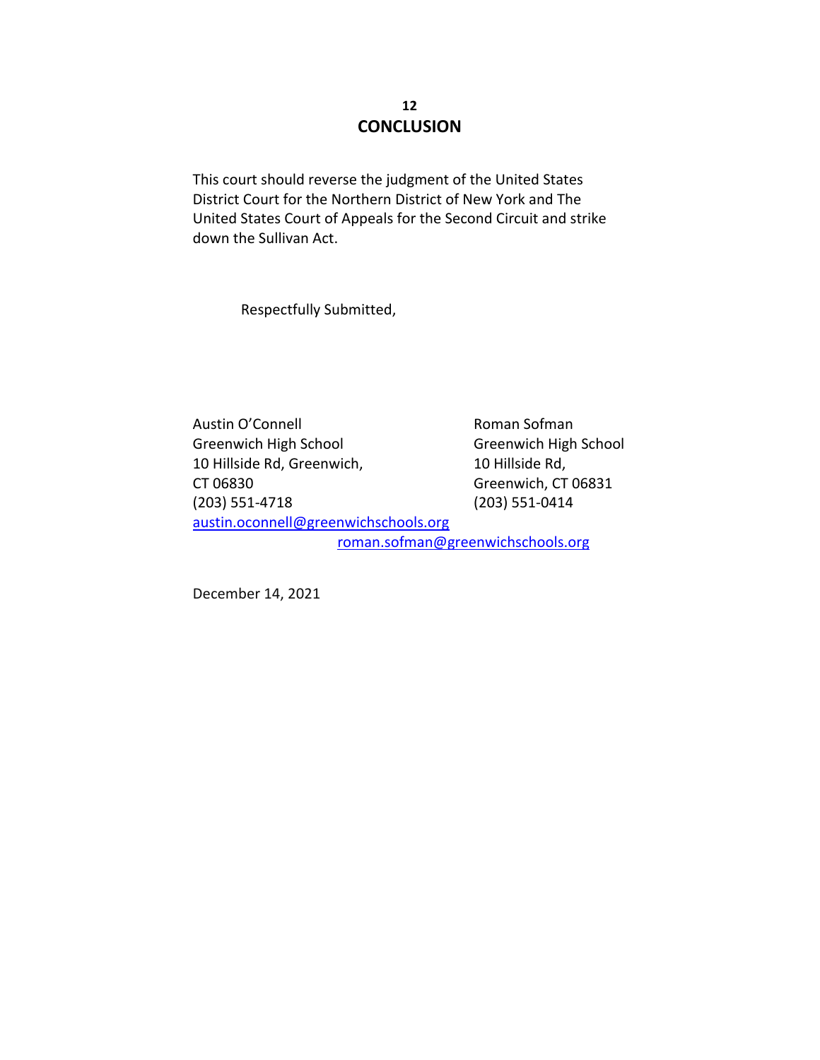## CONCLUSION

This court should reverse the judgment of the United States District Court for the Northern District of New York and The United States Court of Appeals for the Second Circuit and strike down the Sullivan Act.

Respectfully Submitted,

Austin O'Connell
Greenwich High School
10 Hillside Rd, Greenwich,
CT 06830
(203) 551-4718
austin.oconnell@greenwichschools.org

Roman Sofman
Greenwich High School
10 Hillside Rd,
Greenwich, CT 06831
(203) 551-0414
roman.sofman@greenwichschools.org

December 14, 2021